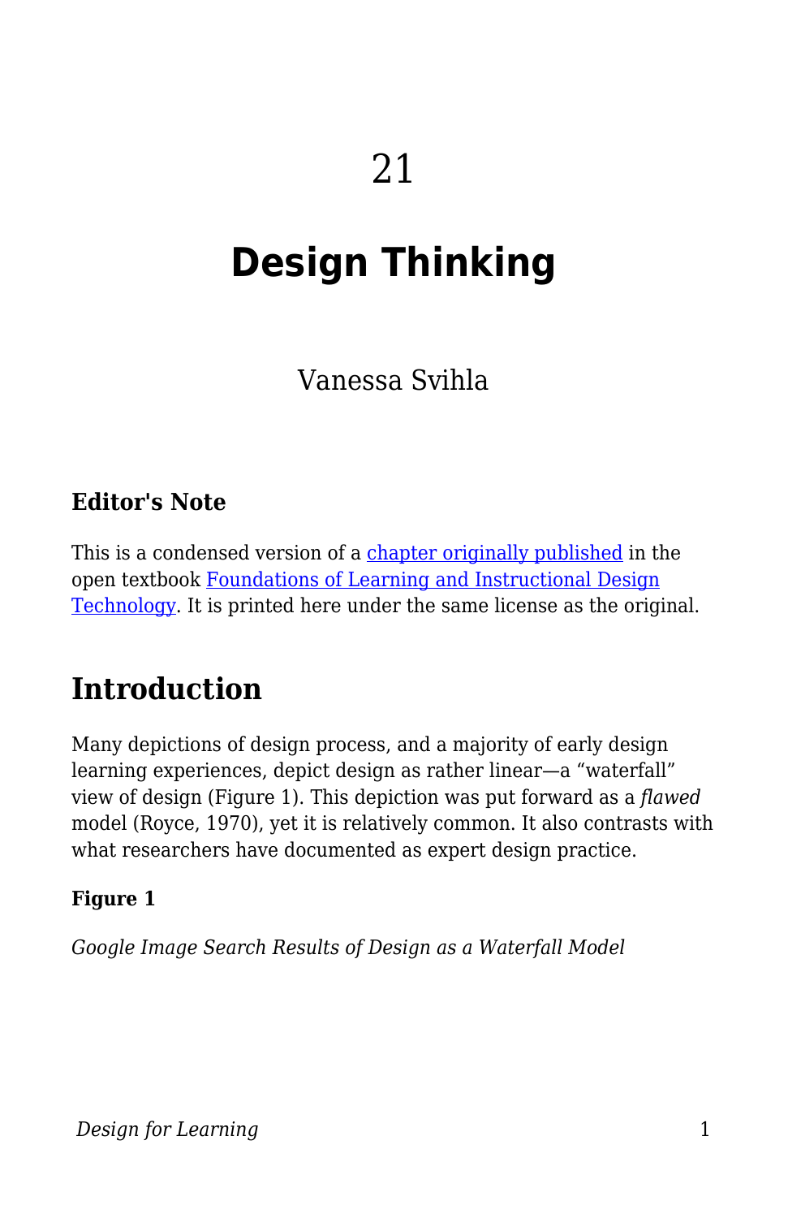21

# Design Thinking

Vanessa Svihla

### Editor's Note

This is a condensed version of a chapter originally published in the open textbook Foundations of Learning and Instructional Design Technology. It is printed here under the same license as the original.

## Introduction

Many depictions of design process, and a majority of early design learning experiences, depict design as rather linear—a “waterfall” view of design (Figure 1). This depiction was put forward as a *flawed* model (Royce, 1970), yet it is relatively common. It also contrasts with what researchers have documented as expert design practice.

**Figure 1**

*Google Image Search Results of Design as a Waterfall Model*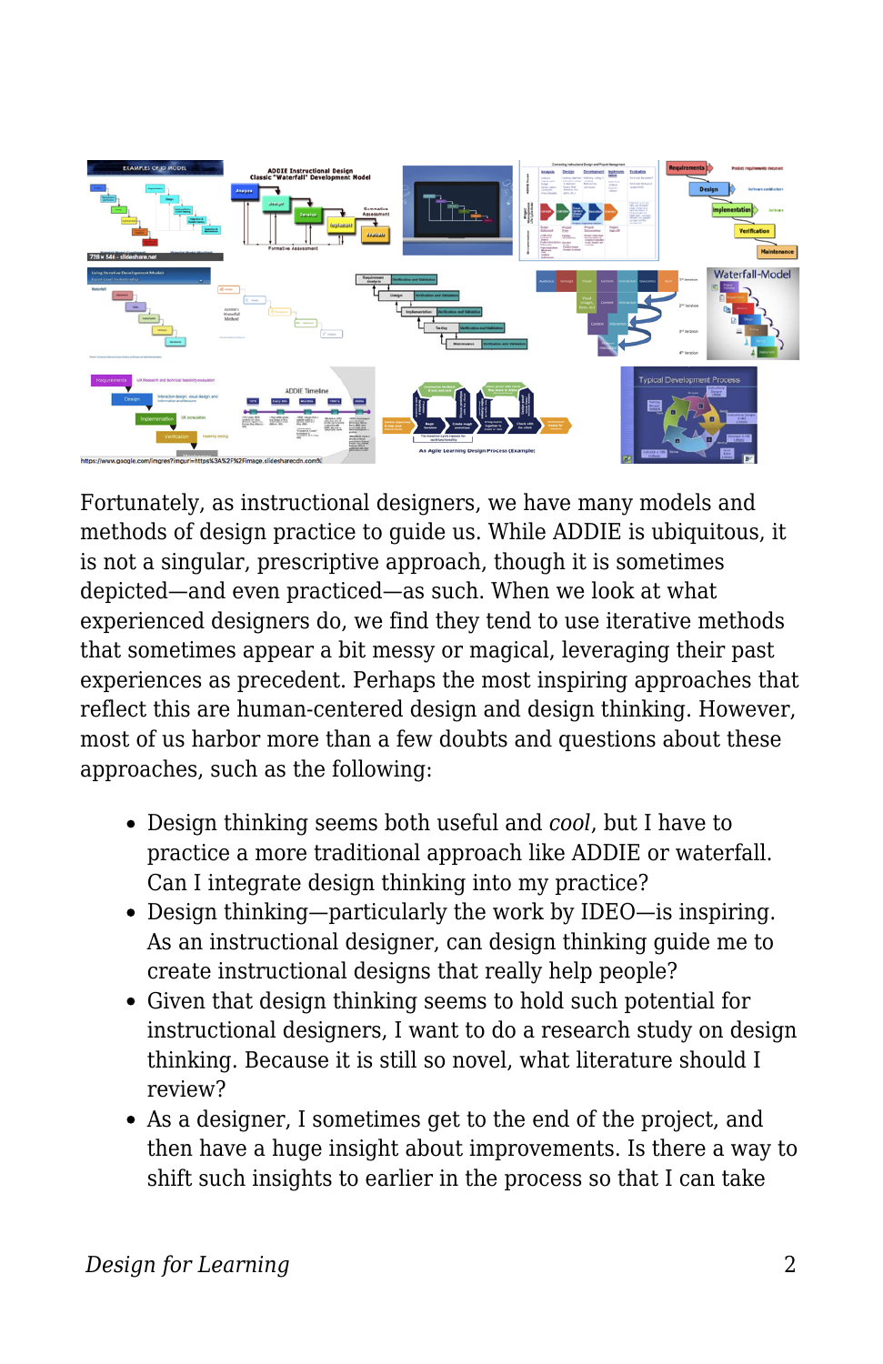Fortunately, as instructional designers, we have many models and methods of design practice to guide us. While ADDIE is ubiquitous, it is not a singular, prescriptive approach, though it is sometimes depicted—and even practiced—as such. When we look at what experienced designers do, we find they tend to use iterative methods that sometimes appear a bit messy or magical, leveraging their past experiences as precedent. Perhaps the most inspiring approaches that reflect this are human-centered design and design thinking. However, most of us harbor more than a few doubts and questions about these approaches, such as the following:

- Design thinking seems both useful and *cool*, but I have to practice a more traditional approach like ADDIE or waterfall. Can I integrate design thinking into my practice?
- Design thinking—particularly the work by IDEO—is inspiring. As an instructional designer, can design thinking guide me to create instructional designs that really help people?
- Given that design thinking seems to hold such potential for instructional designers, I want to do a research study on design thinking. Because it is still so novel, what literature should I review?
- As a designer, I sometimes get to the end of the project, and then have a huge insight about improvements. Is there a way to shift such insights to earlier in the process so that I can take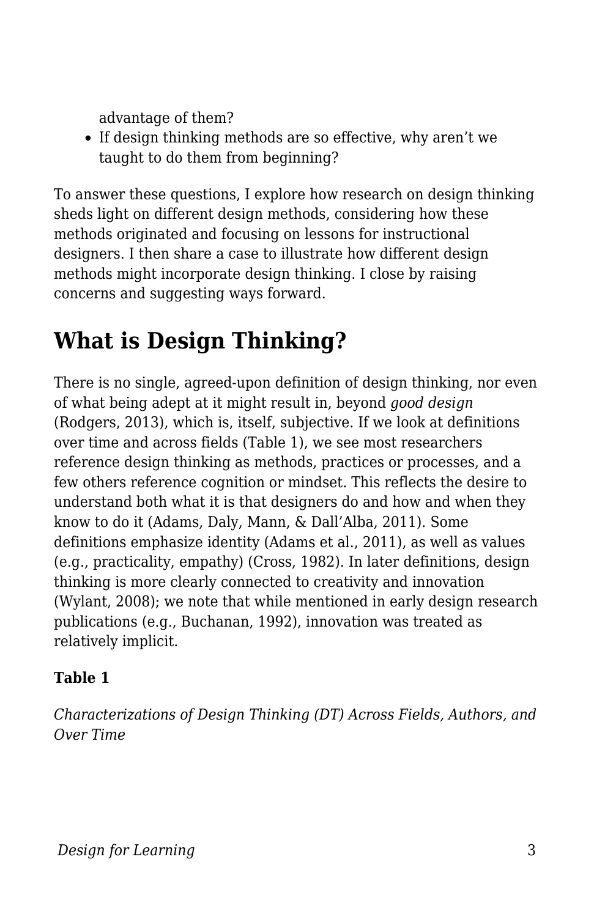advantage of them?
- If design thinking methods are so effective, why aren't we taught to do them from beginning?

To answer these questions, I explore how research on design thinking sheds light on different design methods, considering how these methods originated and focusing on lessons for instructional designers. I then share a case to illustrate how different design methods might incorporate design thinking. I close by raising concerns and suggesting ways forward.

## What is Design Thinking?

There is no single, agreed-upon definition of design thinking, nor even of what being adept at it might result in, beyond *good design* (Rodgers, 2013), which is, itself, subjective. If we look at definitions over time and across fields (Table 1), we see most researchers reference design thinking as methods, practices or processes, and a few others reference cognition or mindset. This reflects the desire to understand both what it is that designers do and how and when they know to do it (Adams, Daly, Mann, & Dall'Alba, 2011). Some definitions emphasize identity (Adams et al., 2011), as well as values (e.g., practicality, empathy) (Cross, 1982). In later definitions, design thinking is more clearly connected to creativity and innovation (Wylant, 2008); we note that while mentioned in early design research publications (e.g., Buchanan, 1992), innovation was treated as relatively implicit.

**Table 1**

*Characterizations of Design Thinking (DT) Across Fields, Authors, and Over Time*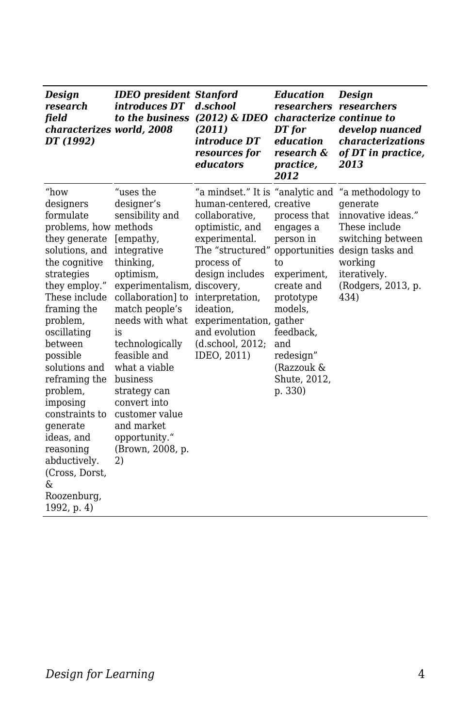| *Design research field characterizes DT (1992)* | *IDEO president introduces DT to the business world, 2008* | *Stanford d.school (2012) & IDEO (2011) introduce DT resources for educators* | *Education researchers characterize DT for education research & practice, 2012* | *Design researchers continue to develop nuanced characterizations of DT in practice, 2013* |
|---|---|---|---|---|
| "how designers formulate problems, how they generate solutions, and the cognitive strategies they employ." These include framing the problem, oscillating between possible solutions and reframing the problem, imposing constraints to generate ideas, and reasoning abductively. (Cross, Dorst, & Roozenburg, 1992, p. 4) | "uses the designer's sensibility and methods [empathy, integrative thinking, optimism, experimentalism, collaboration] to match people's needs with what is technologically feasible and what a viable business strategy can convert into customer value and market opportunity." (Brown, 2008, p. 2) | "a mindset." It is human-centered, collaborative, optimistic, and experimental. The "structured" process of design includes discovery, interpretation, ideation, experimentation, and evolution (d.school, 2012; IDEO, 2011) | "analytic and creative process that engages a person in opportunities to experiment, create and prototype models, gather feedback, and redesign" (Razzouk & Shute, 2012, p. 330) | "a methodology to generate innovative ideas." These include switching between design tasks and working iteratively. (Rodgers, 2013, p. 434) |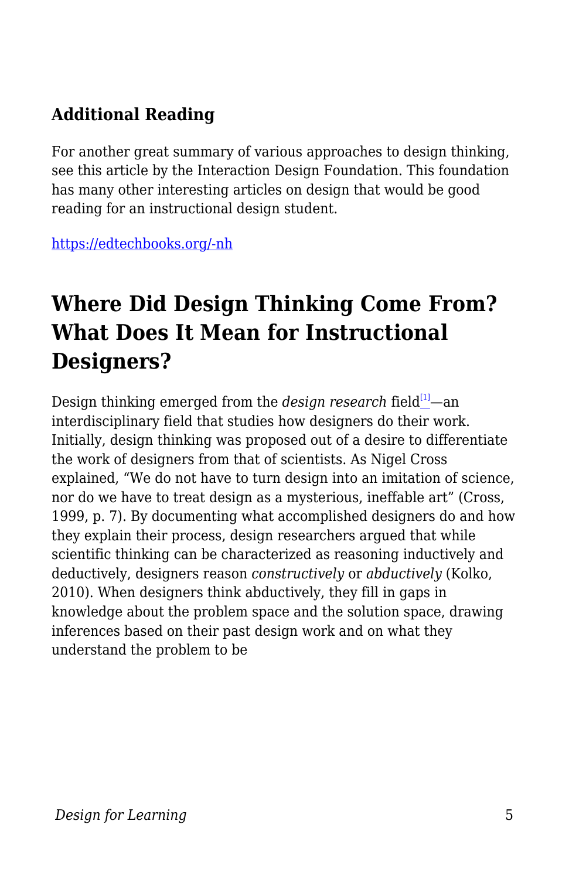### Additional Reading

For another great summary of various approaches to design thinking, see this article by the Interaction Design Foundation. This foundation has many other interesting articles on design that would be good reading for an instructional design student.

https://edtechbooks.org/-nh

## Where Did Design Thinking Come From? What Does It Mean for Instructional Designers?

Design thinking emerged from the *design research* field[1]—an interdisciplinary field that studies how designers do their work. Initially, design thinking was proposed out of a desire to differentiate the work of designers from that of scientists. As Nigel Cross explained, “We do not have to turn design into an imitation of science, nor do we have to treat design as a mysterious, ineffable art” (Cross, 1999, p. 7). By documenting what accomplished designers do and how they explain their process, design researchers argued that while scientific thinking can be characterized as reasoning inductively and deductively, designers reason *constructively* or *abductively* (Kolko, 2010). When designers think abductively, they fill in gaps in knowledge about the problem space and the solution space, drawing inferences based on their past design work and on what they understand the problem to be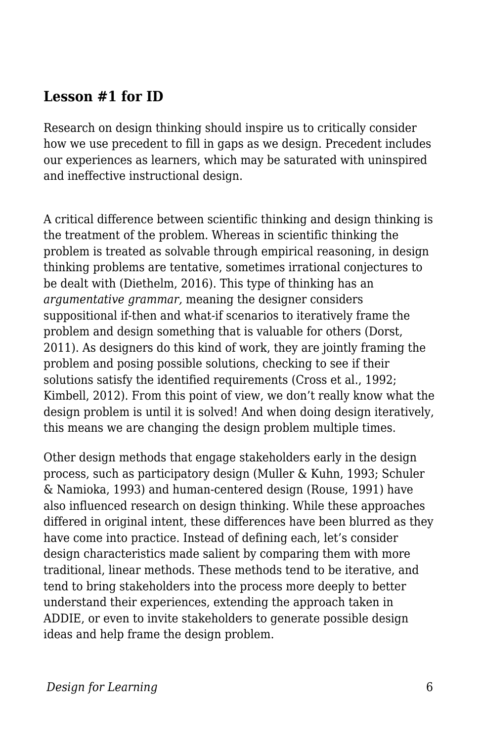### Lesson #1 for ID

Research on design thinking should inspire us to critically consider how we use precedent to fill in gaps as we design. Precedent includes our experiences as learners, which may be saturated with uninspired and ineffective instructional design.

A critical difference between scientific thinking and design thinking is the treatment of the problem. Whereas in scientific thinking the problem is treated as solvable through empirical reasoning, in design thinking problems are tentative, sometimes irrational conjectures to be dealt with (Diethelm, 2016). This type of thinking has an *argumentative grammar,* meaning the designer considers suppositional if-then and what-if scenarios to iteratively frame the problem and design something that is valuable for others (Dorst, 2011). As designers do this kind of work, they are jointly framing the problem and posing possible solutions, checking to see if their solutions satisfy the identified requirements (Cross et al., 1992; Kimbell, 2012). From this point of view, we don't really know what the design problem is until it is solved! And when doing design iteratively, this means we are changing the design problem multiple times.

Other design methods that engage stakeholders early in the design process, such as participatory design (Muller & Kuhn, 1993; Schuler & Namioka, 1993) and human-centered design (Rouse, 1991) have also influenced research on design thinking. While these approaches differed in original intent, these differences have been blurred as they have come into practice. Instead of defining each, let's consider design characteristics made salient by comparing them with more traditional, linear methods. These methods tend to be iterative, and tend to bring stakeholders into the process more deeply to better understand their experiences, extending the approach taken in ADDIE, or even to invite stakeholders to generate possible design ideas and help frame the design problem.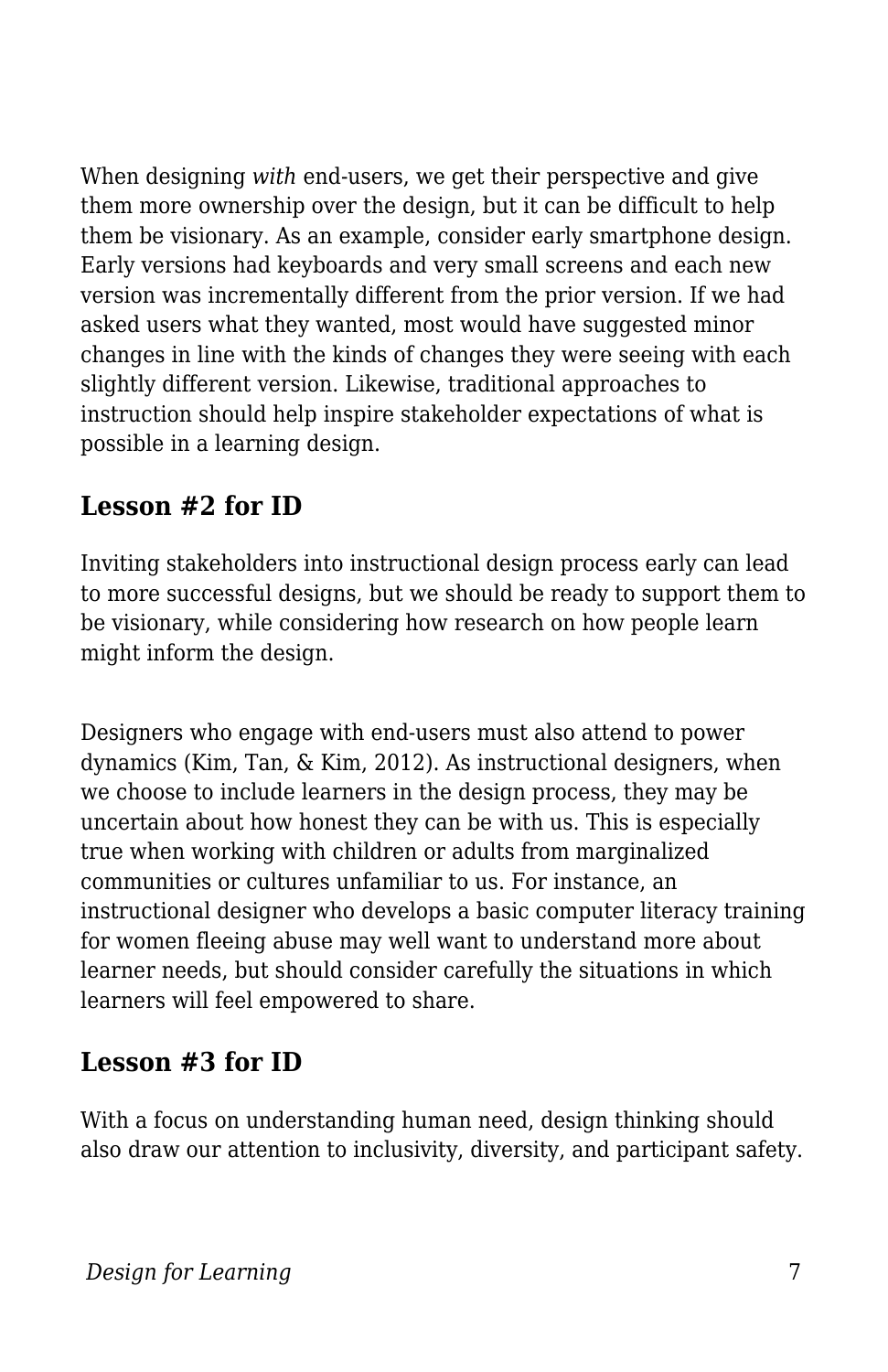When designing *with* end-users, we get their perspective and give them more ownership over the design, but it can be difficult to help them be visionary. As an example, consider early smartphone design. Early versions had keyboards and very small screens and each new version was incrementally different from the prior version. If we had asked users what they wanted, most would have suggested minor changes in line with the kinds of changes they were seeing with each slightly different version. Likewise, traditional approaches to instruction should help inspire stakeholder expectations of what is possible in a learning design.

## Lesson #2 for ID

Inviting stakeholders into instructional design process early can lead to more successful designs, but we should be ready to support them to be visionary, while considering how research on how people learn might inform the design.

Designers who engage with end-users must also attend to power dynamics (Kim, Tan, & Kim, 2012). As instructional designers, when we choose to include learners in the design process, they may be uncertain about how honest they can be with us. This is especially true when working with children or adults from marginalized communities or cultures unfamiliar to us. For instance, an instructional designer who develops a basic computer literacy training for women fleeing abuse may well want to understand more about learner needs, but should consider carefully the situations in which learners will feel empowered to share.

## Lesson #3 for ID

With a focus on understanding human need, design thinking should also draw our attention to inclusivity, diversity, and participant safety.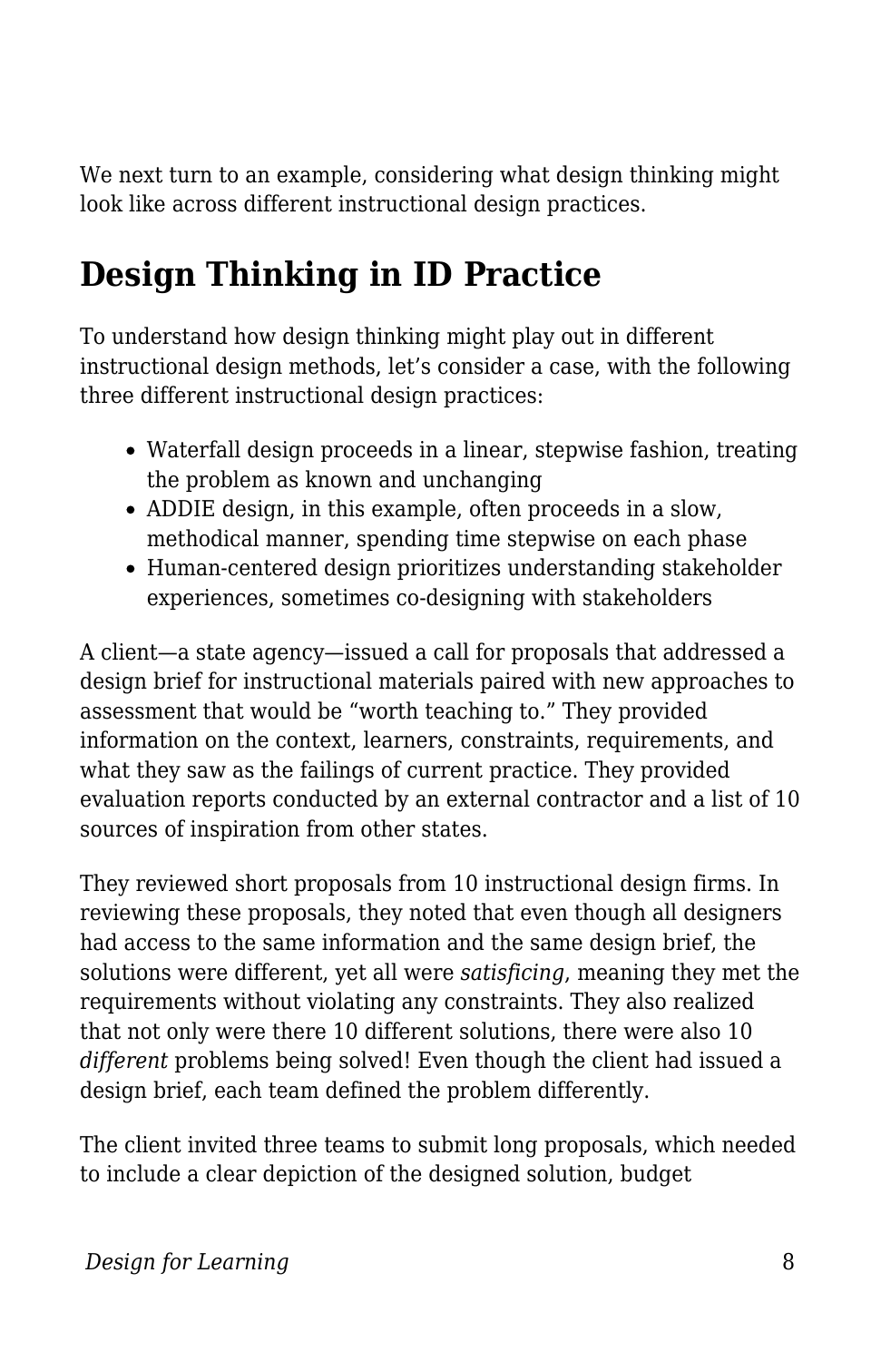We next turn to an example, considering what design thinking might look like across different instructional design practices.

## Design Thinking in ID Practice

To understand how design thinking might play out in different instructional design methods, let's consider a case, with the following three different instructional design practices:

- Waterfall design proceeds in a linear, stepwise fashion, treating the problem as known and unchanging
- ADDIE design, in this example, often proceeds in a slow, methodical manner, spending time stepwise on each phase
- Human-centered design prioritizes understanding stakeholder experiences, sometimes co-designing with stakeholders

A client—a state agency—issued a call for proposals that addressed a design brief for instructional materials paired with new approaches to assessment that would be "worth teaching to." They provided information on the context, learners, constraints, requirements, and what they saw as the failings of current practice. They provided evaluation reports conducted by an external contractor and a list of 10 sources of inspiration from other states.

They reviewed short proposals from 10 instructional design firms. In reviewing these proposals, they noted that even though all designers had access to the same information and the same design brief, the solutions were different, yet all were *satisficing*, meaning they met the requirements without violating any constraints. They also realized that not only were there 10 different solutions, there were also 10 *different* problems being solved! Even though the client had issued a design brief, each team defined the problem differently.

The client invited three teams to submit long proposals, which needed to include a clear depiction of the designed solution, budget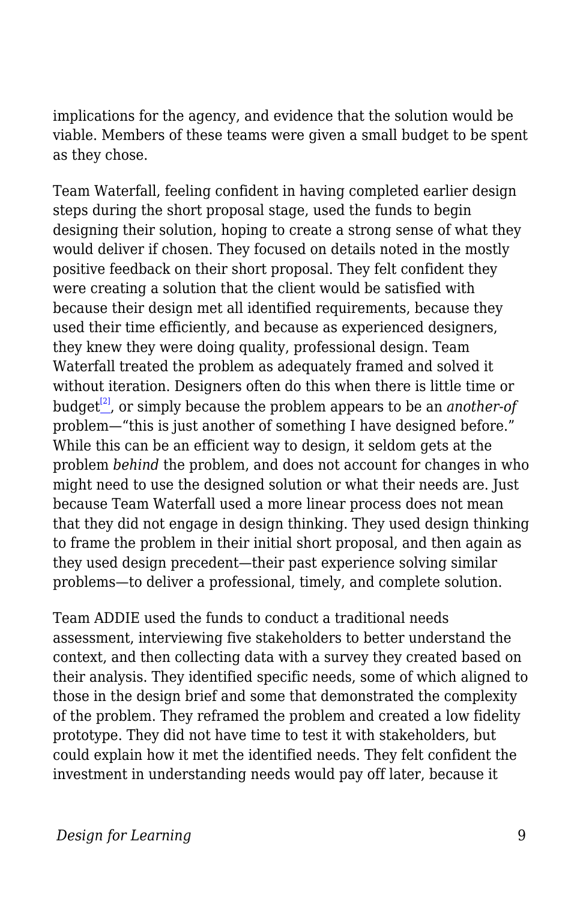implications for the agency, and evidence that the solution would be viable. Members of these teams were given a small budget to be spent as they chose.

Team Waterfall, feeling confident in having completed earlier design steps during the short proposal stage, used the funds to begin designing their solution, hoping to create a strong sense of what they would deliver if chosen. They focused on details noted in the mostly positive feedback on their short proposal. They felt confident they were creating a solution that the client would be satisfied with because their design met all identified requirements, because they used their time efficiently, and because as experienced designers, they knew they were doing quality, professional design. Team Waterfall treated the problem as adequately framed and solved it without iteration. Designers often do this when there is little time or budget[2], or simply because the problem appears to be an *another-of* problem—"this is just another of something I have designed before." While this can be an efficient way to design, it seldom gets at the problem *behind* the problem, and does not account for changes in who might need to use the designed solution or what their needs are. Just because Team Waterfall used a more linear process does not mean that they did not engage in design thinking. They used design thinking to frame the problem in their initial short proposal, and then again as they used design precedent—their past experience solving similar problems—to deliver a professional, timely, and complete solution.

Team ADDIE used the funds to conduct a traditional needs assessment, interviewing five stakeholders to better understand the context, and then collecting data with a survey they created based on their analysis. They identified specific needs, some of which aligned to those in the design brief and some that demonstrated the complexity of the problem. They reframed the problem and created a low fidelity prototype. They did not have time to test it with stakeholders, but could explain how it met the identified needs. They felt confident the investment in understanding needs would pay off later, because it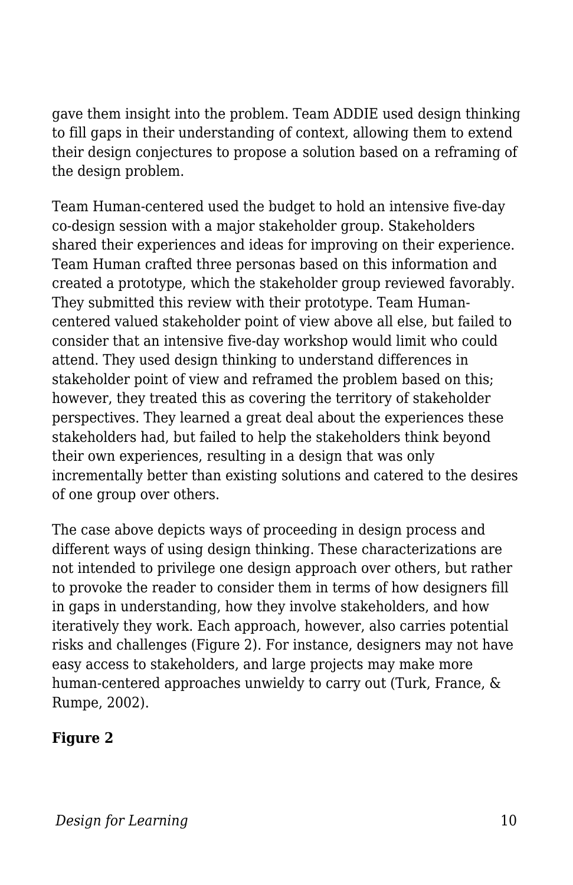gave them insight into the problem. Team ADDIE used design thinking to fill gaps in their understanding of context, allowing them to extend their design conjectures to propose a solution based on a reframing of the design problem.

Team Human-centered used the budget to hold an intensive five-day co-design session with a major stakeholder group. Stakeholders shared their experiences and ideas for improving on their experience. Team Human crafted three personas based on this information and created a prototype, which the stakeholder group reviewed favorably. They submitted this review with their prototype. Team Human-centered valued stakeholder point of view above all else, but failed to consider that an intensive five-day workshop would limit who could attend. They used design thinking to understand differences in stakeholder point of view and reframed the problem based on this; however, they treated this as covering the territory of stakeholder perspectives. They learned a great deal about the experiences these stakeholders had, but failed to help the stakeholders think beyond their own experiences, resulting in a design that was only incrementally better than existing solutions and catered to the desires of one group over others.

The case above depicts ways of proceeding in design process and different ways of using design thinking. These characterizations are not intended to privilege one design approach over others, but rather to provoke the reader to consider them in terms of how designers fill in gaps in understanding, how they involve stakeholders, and how iteratively they work. Each approach, however, also carries potential risks and challenges (Figure 2). For instance, designers may not have easy access to stakeholders, and large projects may make more human-centered approaches unwieldy to carry out (Turk, France, & Rumpe, 2002).

**Figure 2**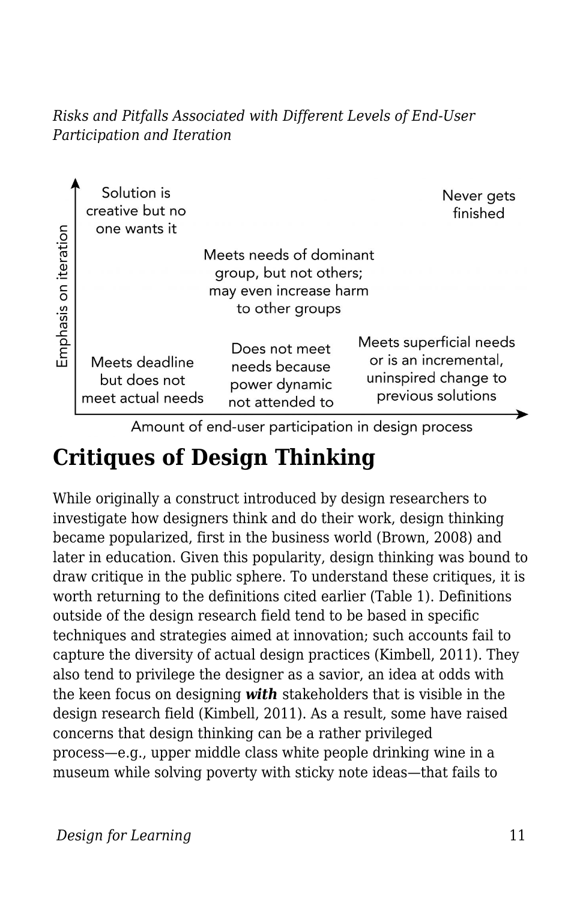*Risks and Pitfalls Associated with Different Levels of End-User Participation and Iteration*

Emphasis on iteration

Solution is creative but no one wants it

Never gets finished

Meets needs of dominant group, but not others; may even increase harm to other groups

Meets deadline but does not meet actual needs

Does not meet needs because power dynamic not attended to

Meets superficial needs or is an incremental, uninspired change to previous solutions

Amount of end-user participation in design process

## Critiques of Design Thinking

While originally a construct introduced by design researchers to investigate how designers think and do their work, design thinking became popularized, first in the business world (Brown, 2008) and later in education. Given this popularity, design thinking was bound to draw critique in the public sphere. To understand these critiques, it is worth returning to the definitions cited earlier (Table 1). Definitions outside of the design research field tend to be based in specific techniques and strategies aimed at innovation; such accounts fail to capture the diversity of actual design practices (Kimbell, 2011). They also tend to privilege the designer as a savior, an idea at odds with the keen focus on designing ***with*** stakeholders that is visible in the design research field (Kimbell, 2011). As a result, some have raised concerns that design thinking can be a rather privileged process—e.g., upper middle class white people drinking wine in a museum while solving poverty with sticky note ideas—that fails to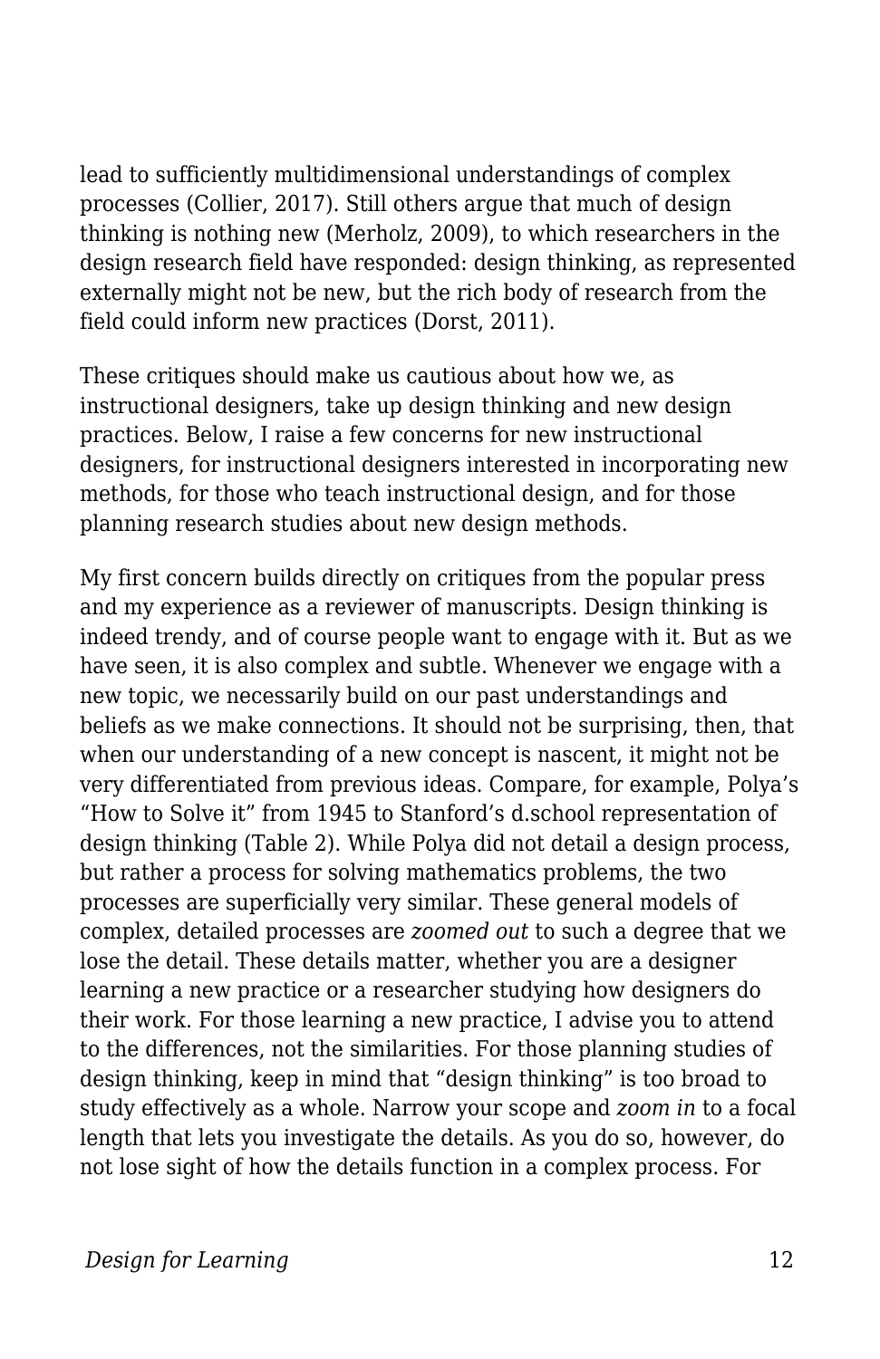lead to sufficiently multidimensional understandings of complex processes (Collier, 2017). Still others argue that much of design thinking is nothing new (Merholz, 2009), to which researchers in the design research field have responded: design thinking, as represented externally might not be new, but the rich body of research from the field could inform new practices (Dorst, 2011).

These critiques should make us cautious about how we, as instructional designers, take up design thinking and new design practices. Below, I raise a few concerns for new instructional designers, for instructional designers interested in incorporating new methods, for those who teach instructional design, and for those planning research studies about new design methods.

My first concern builds directly on critiques from the popular press and my experience as a reviewer of manuscripts. Design thinking is indeed trendy, and of course people want to engage with it. But as we have seen, it is also complex and subtle. Whenever we engage with a new topic, we necessarily build on our past understandings and beliefs as we make connections. It should not be surprising, then, that when our understanding of a new concept is nascent, it might not be very differentiated from previous ideas. Compare, for example, Polya's "How to Solve it" from 1945 to Stanford's d.school representation of design thinking (Table 2). While Polya did not detail a design process, but rather a process for solving mathematics problems, the two processes are superficially very similar. These general models of complex, detailed processes are *zoomed out* to such a degree that we lose the detail. These details matter, whether you are a designer learning a new practice or a researcher studying how designers do their work. For those learning a new practice, I advise you to attend to the differences, not the similarities. For those planning studies of design thinking, keep in mind that "design thinking" is too broad to study effectively as a whole. Narrow your scope and *zoom in* to a focal length that lets you investigate the details. As you do so, however, do not lose sight of how the details function in a complex process. For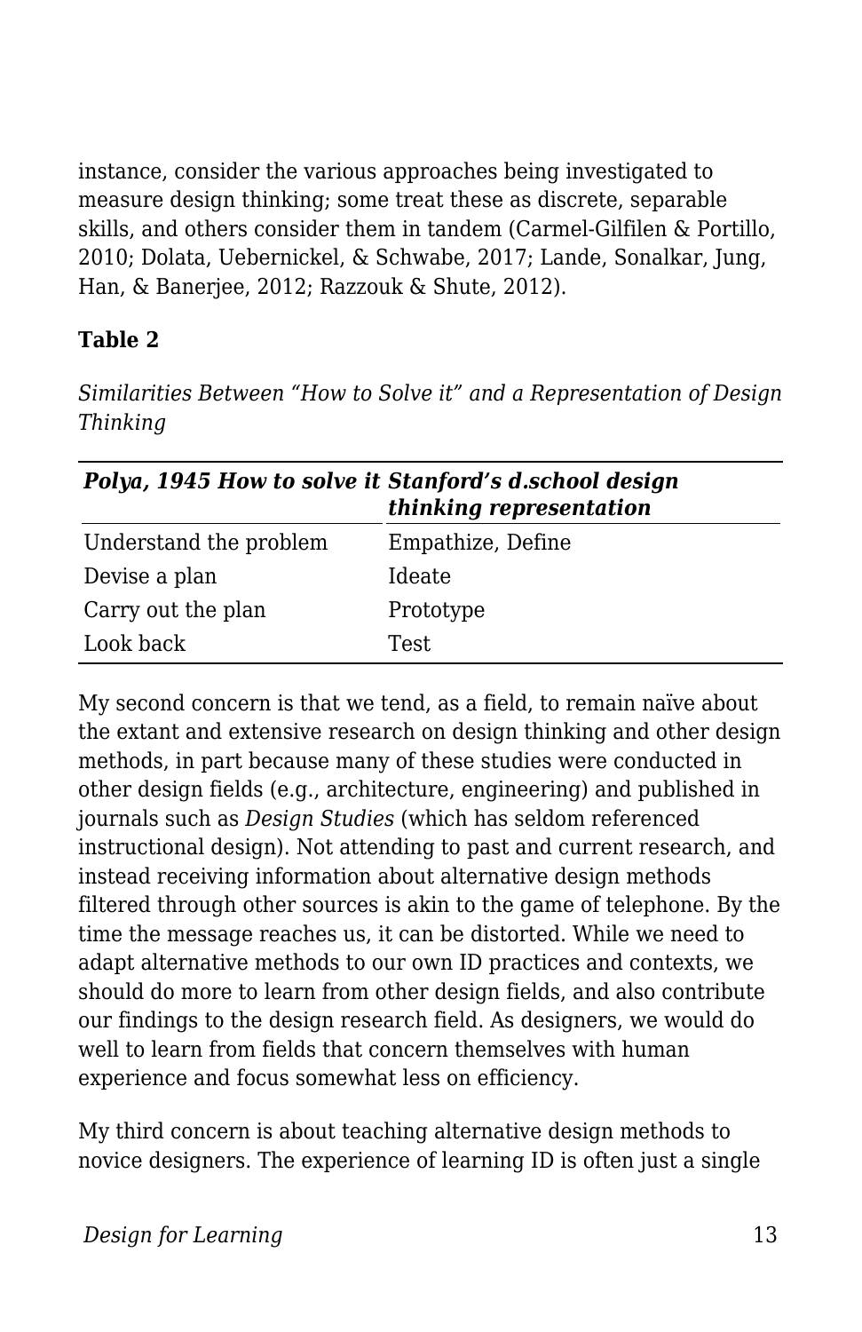instance, consider the various approaches being investigated to measure design thinking; some treat these as discrete, separable skills, and others consider them in tandem (Carmel-Gilfilen & Portillo, 2010; Dolata, Uebernickel, & Schwabe, 2017; Lande, Sonalkar, Jung, Han, & Banerjee, 2012; Razzouk & Shute, 2012).

**Table 2**

*Similarities Between "How to Solve it" and a Representation of Design Thinking*

| ***Polya, 1945 How to solve it*** | ***Stanford's d.school design thinking representation*** |
|---|---|
| Understand the problem | Empathize, Define |
| Devise a plan | Ideate |
| Carry out the plan | Prototype |
| Look back | Test |

My second concern is that we tend, as a field, to remain naïve about the extant and extensive research on design thinking and other design methods, in part because many of these studies were conducted in other design fields (e.g., architecture, engineering) and published in journals such as *Design Studies* (which has seldom referenced instructional design). Not attending to past and current research, and instead receiving information about alternative design methods filtered through other sources is akin to the game of telephone. By the time the message reaches us, it can be distorted. While we need to adapt alternative methods to our own ID practices and contexts, we should do more to learn from other design fields, and also contribute our findings to the design research field. As designers, we would do well to learn from fields that concern themselves with human experience and focus somewhat less on efficiency.

My third concern is about teaching alternative design methods to novice designers. The experience of learning ID is often just a single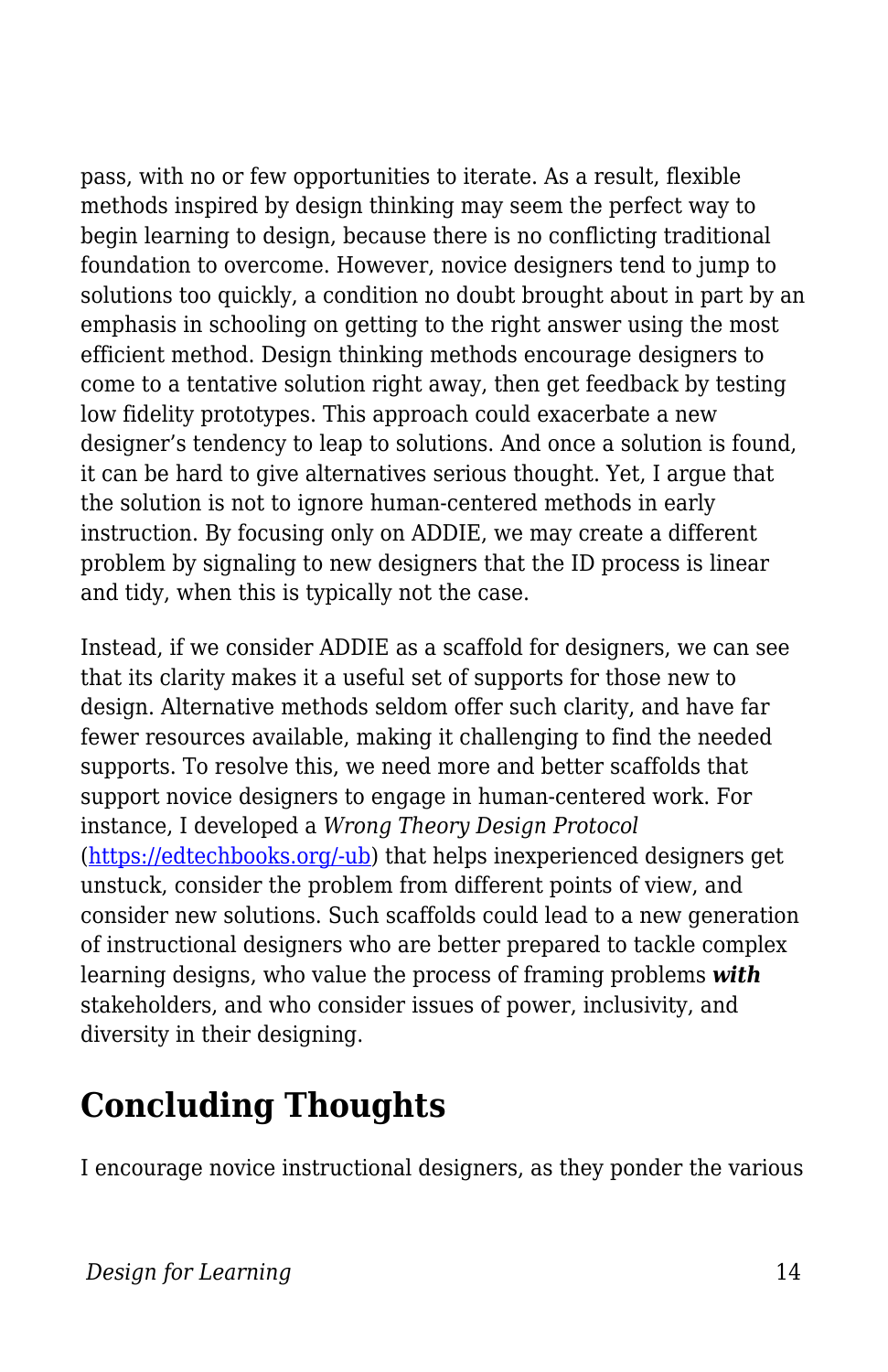pass, with no or few opportunities to iterate. As a result, flexible methods inspired by design thinking may seem the perfect way to begin learning to design, because there is no conflicting traditional foundation to overcome. However, novice designers tend to jump to solutions too quickly, a condition no doubt brought about in part by an emphasis in schooling on getting to the right answer using the most efficient method. Design thinking methods encourage designers to come to a tentative solution right away, then get feedback by testing low fidelity prototypes. This approach could exacerbate a new designer's tendency to leap to solutions. And once a solution is found, it can be hard to give alternatives serious thought. Yet, I argue that the solution is not to ignore human-centered methods in early instruction. By focusing only on ADDIE, we may create a different problem by signaling to new designers that the ID process is linear and tidy, when this is typically not the case.

Instead, if we consider ADDIE as a scaffold for designers, we can see that its clarity makes it a useful set of supports for those new to design. Alternative methods seldom offer such clarity, and have far fewer resources available, making it challenging to find the needed supports. To resolve this, we need more and better scaffolds that support novice designers to engage in human-centered work. For instance, I developed a *Wrong Theory Design Protocol* ([https://edtechbooks.org/-ub](https://edtechbooks.org/-ub)) that helps inexperienced designers get unstuck, consider the problem from different points of view, and consider new solutions. Such scaffolds could lead to a new generation of instructional designers who are better prepared to tackle complex learning designs, who value the process of framing problems ***with*** stakeholders, and who consider issues of power, inclusivity, and diversity in their designing.

## Concluding Thoughts

I encourage novice instructional designers, as they ponder the various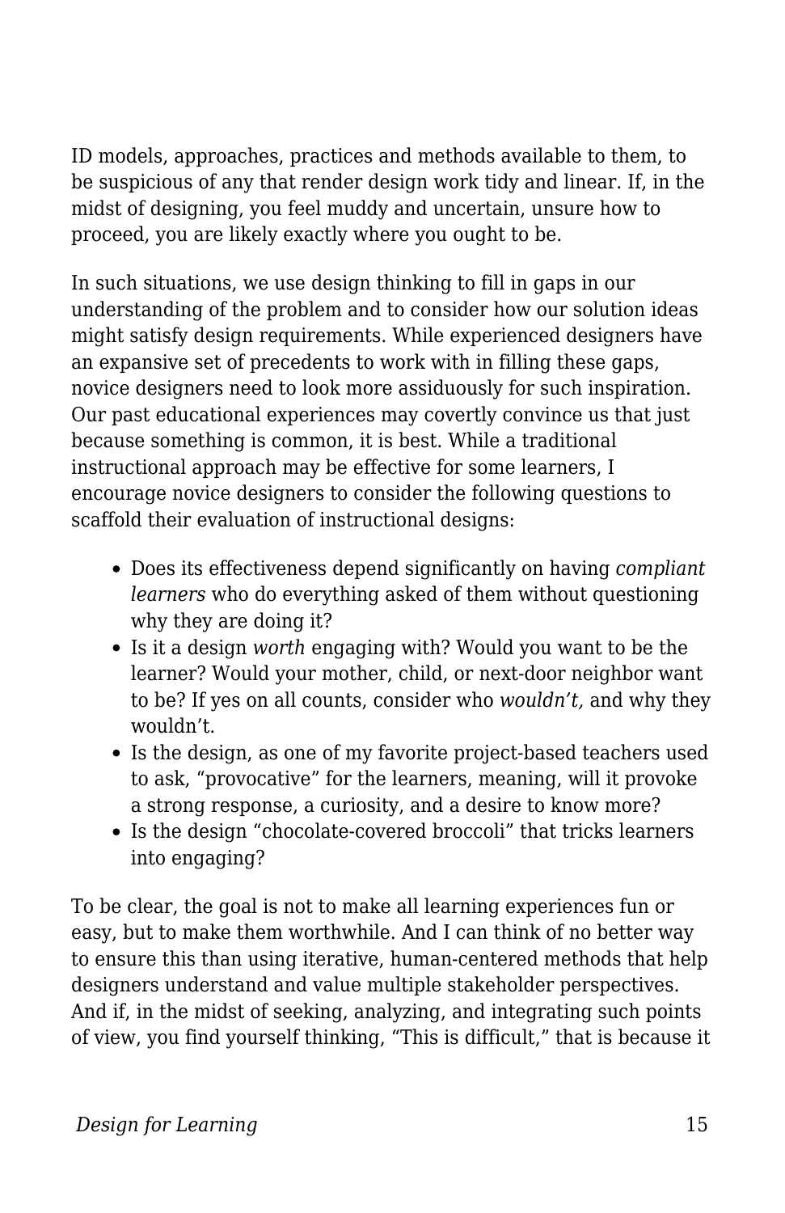ID models, approaches, practices and methods available to them, to be suspicious of any that render design work tidy and linear. If, in the midst of designing, you feel muddy and uncertain, unsure how to proceed, you are likely exactly where you ought to be.

In such situations, we use design thinking to fill in gaps in our understanding of the problem and to consider how our solution ideas might satisfy design requirements. While experienced designers have an expansive set of precedents to work with in filling these gaps, novice designers need to look more assiduously for such inspiration. Our past educational experiences may covertly convince us that just because something is common, it is best. While a traditional instructional approach may be effective for some learners, I encourage novice designers to consider the following questions to scaffold their evaluation of instructional designs:

- Does its effectiveness depend significantly on having *compliant learners* who do everything asked of them without questioning why they are doing it?
- Is it a design *worth* engaging with? Would you want to be the learner? Would your mother, child, or next-door neighbor want to be? If yes on all counts, consider who *wouldn't,* and why they wouldn't.
- Is the design, as one of my favorite project-based teachers used to ask, "provocative" for the learners, meaning, will it provoke a strong response, a curiosity, and a desire to know more?
- Is the design "chocolate-covered broccoli" that tricks learners into engaging?

To be clear, the goal is not to make all learning experiences fun or easy, but to make them worthwhile. And I can think of no better way to ensure this than using iterative, human-centered methods that help designers understand and value multiple stakeholder perspectives. And if, in the midst of seeking, analyzing, and integrating such points of view, you find yourself thinking, "This is difficult," that is because it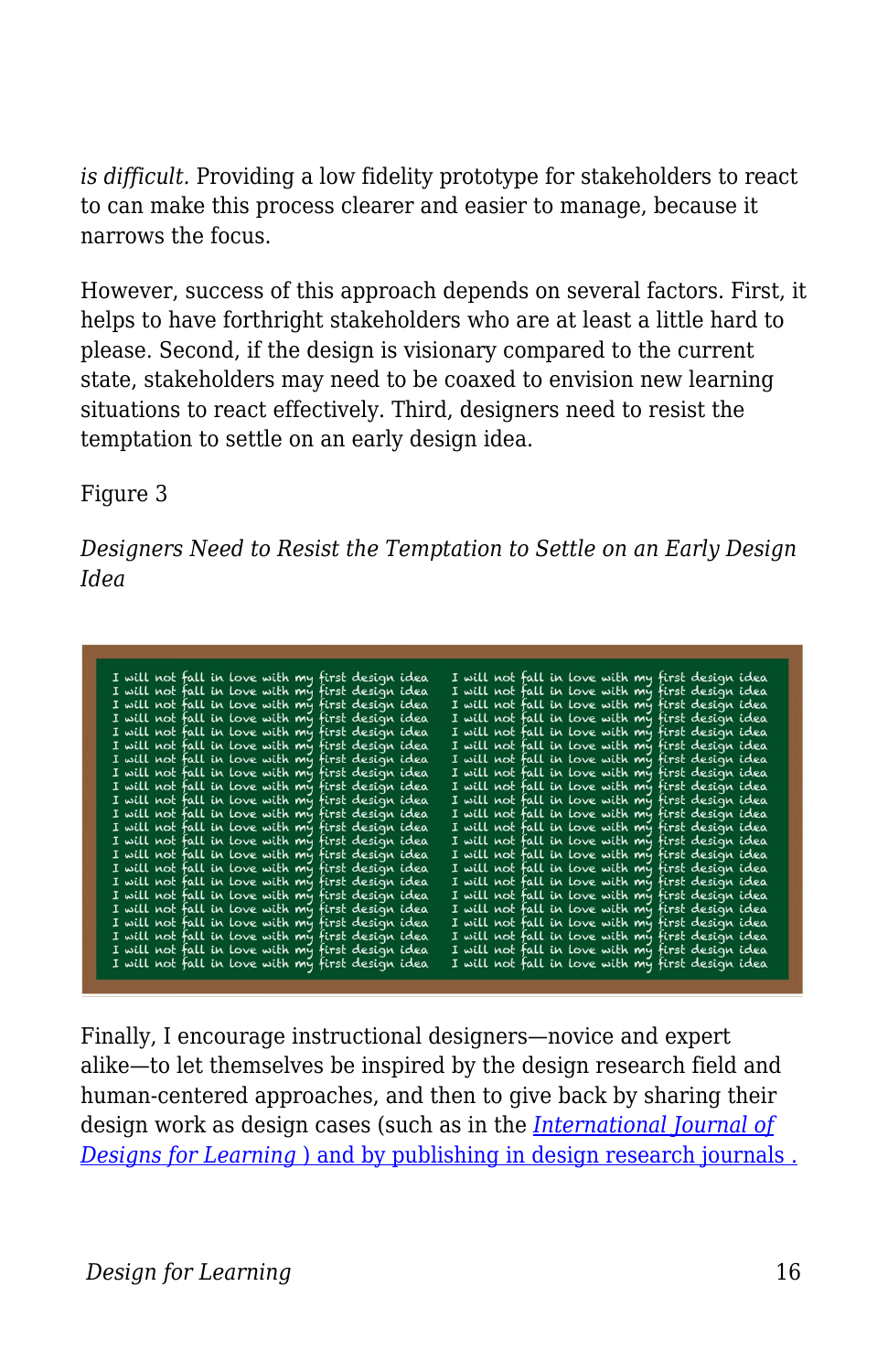*is difficult*. Providing a low fidelity prototype for stakeholders to react to can make this process clearer and easier to manage, because it narrows the focus.

However, success of this approach depends on several factors. First, it helps to have forthright stakeholders who are at least a little hard to please. Second, if the design is visionary compared to the current state, stakeholders may need to be coaxed to envision new learning situations to react effectively. Third, designers need to resist the temptation to settle on an early design idea.

Figure 3

*Designers Need to Resist the Temptation to Settle on an Early Design Idea*

Finally, I encourage instructional designers—novice and expert alike—to let themselves be inspired by the design research field and human-centered approaches, and then to give back by sharing their design work as design cases (such as in the [*International Journal of Designs for Learning*](#) ) and by publishing in design research journals .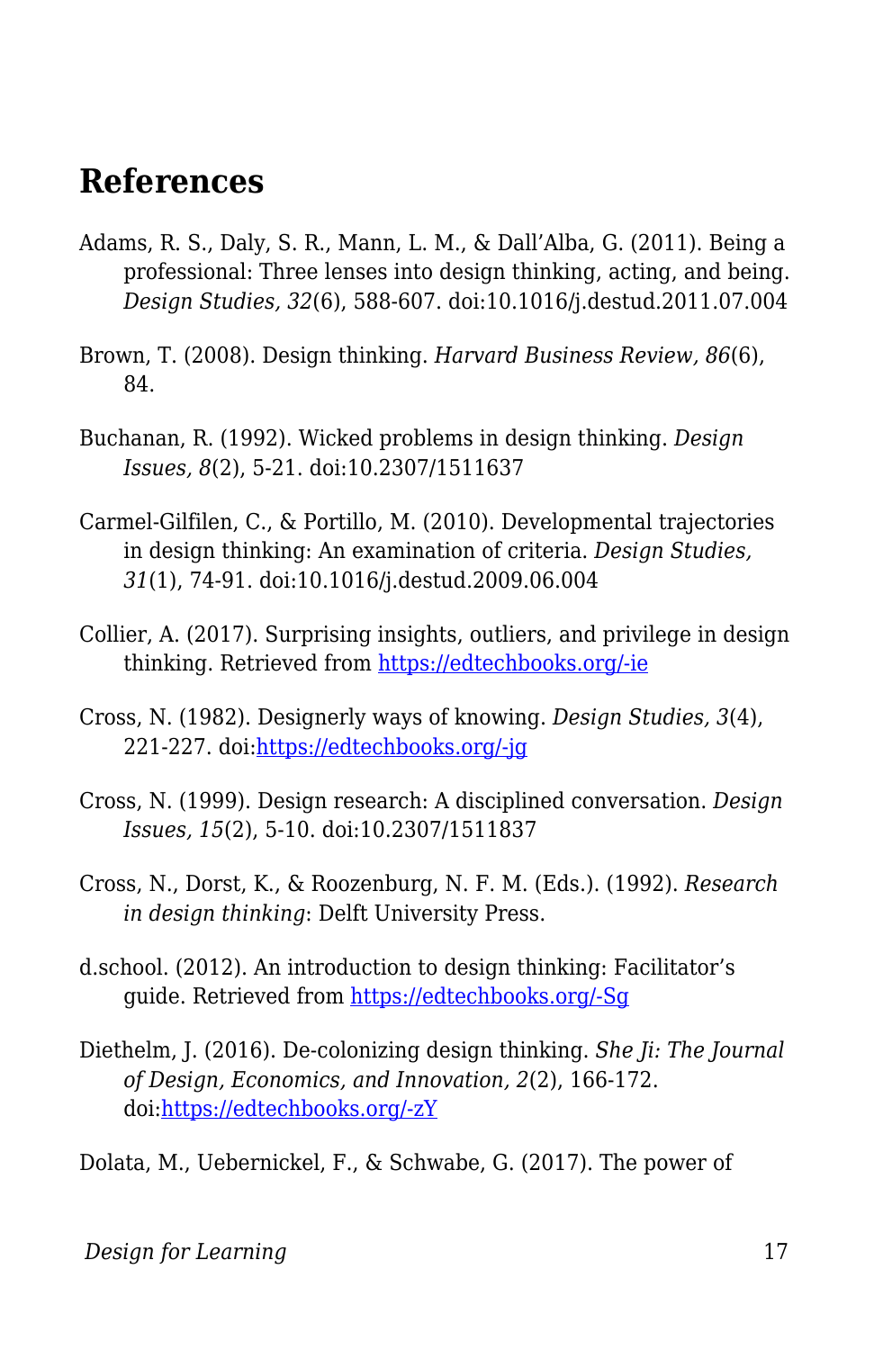## References

Adams, R. S., Daly, S. R., Mann, L. M., & Dall'Alba, G. (2011). Being a professional: Three lenses into design thinking, acting, and being. *Design Studies, 32*(6), 588-607. doi:10.1016/j.destud.2011.07.004

Brown, T. (2008). Design thinking. *Harvard Business Review, 86*(6), 84.

Buchanan, R. (1992). Wicked problems in design thinking. *Design Issues, 8*(2), 5-21. doi:10.2307/1511637

Carmel-Gilfilen, C., & Portillo, M. (2010). Developmental trajectories in design thinking: An examination of criteria. *Design Studies, 31*(1), 74-91. doi:10.1016/j.destud.2009.06.004

Collier, A. (2017). Surprising insights, outliers, and privilege in design thinking. Retrieved from [https://edtechbooks.org/-ie](https://edtechbooks.org/-ie)

Cross, N. (1982). Designerly ways of knowing. *Design Studies, 3*(4), 221-227. doi:[https://edtechbooks.org/-jg](https://edtechbooks.org/-jg)

Cross, N. (1999). Design research: A disciplined conversation. *Design Issues, 15*(2), 5-10. doi:10.2307/1511837

Cross, N., Dorst, K., & Roozenburg, N. F. M. (Eds.). (1992). *Research in design thinking*: Delft University Press.

d.school. (2012). An introduction to design thinking: Facilitator's guide. Retrieved from [https://edtechbooks.org/-Sg](https://edtechbooks.org/-Sg)

Diethelm, J. (2016). De-colonizing design thinking. *She Ji: The Journal of Design, Economics, and Innovation, 2*(2), 166-172. doi:[https://edtechbooks.org/-zY](https://edtechbooks.org/-zY)

Dolata, M., Uebernickel, F., & Schwabe, G. (2017). The power of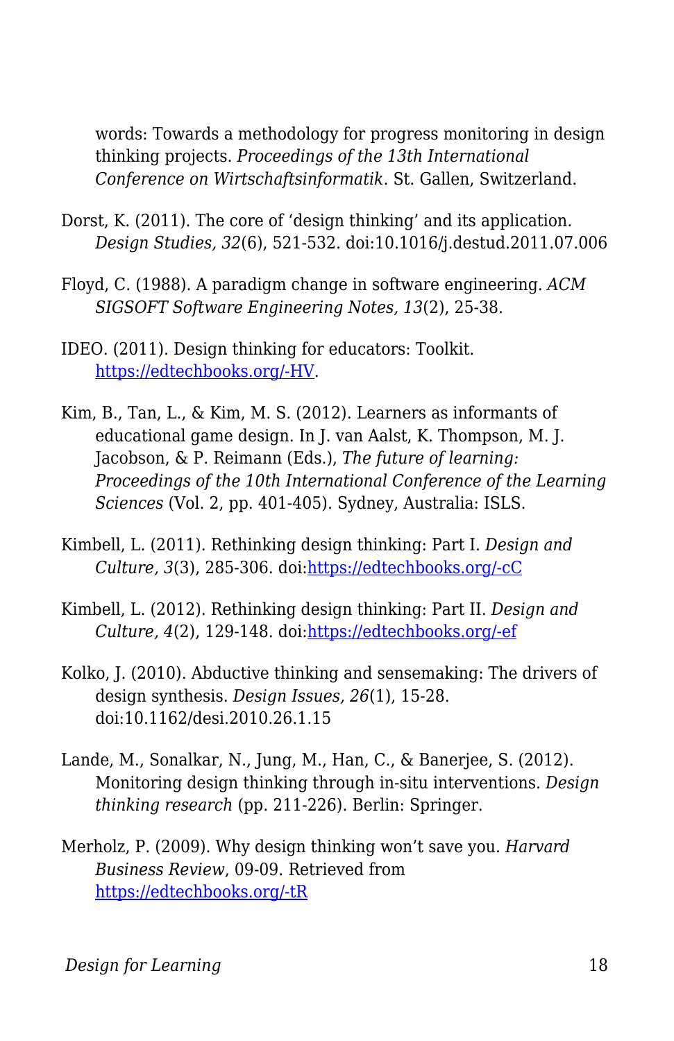words: Towards a methodology for progress monitoring in design thinking projects. *Proceedings of the 13th International Conference on Wirtschaftsinformatik*. St. Gallen, Switzerland.

Dorst, K. (2011). The core of 'design thinking' and its application. *Design Studies, 32*(6), 521-532. doi:10.1016/j.destud.2011.07.006

Floyd, C. (1988). A paradigm change in software engineering. *ACM SIGSOFT Software Engineering Notes, 13*(2), 25-38.

IDEO. (2011). Design thinking for educators: Toolkit. [https://edtechbooks.org/-HV](https://edtechbooks.org/-HV).

Kim, B., Tan, L., & Kim, M. S. (2012). Learners as informants of educational game design. In J. van Aalst, K. Thompson, M. J. Jacobson, & P. Reimann (Eds.), *The future of learning: Proceedings of the 10th International Conference of the Learning Sciences* (Vol. 2, pp. 401-405). Sydney, Australia: ISLS.

Kimbell, L. (2011). Rethinking design thinking: Part I. *Design and Culture, 3*(3), 285-306. doi:[https://edtechbooks.org/-cC](https://edtechbooks.org/-cC)

Kimbell, L. (2012). Rethinking design thinking: Part II. *Design and Culture, 4*(2), 129-148. doi:[https://edtechbooks.org/-ef](https://edtechbooks.org/-ef)

Kolko, J. (2010). Abductive thinking and sensemaking: The drivers of design synthesis. *Design Issues, 26*(1), 15-28. doi:10.1162/desi.2010.26.1.15

Lande, M., Sonalkar, N., Jung, M., Han, C., & Banerjee, S. (2012). Monitoring design thinking through in-situ interventions. *Design thinking research* (pp. 211-226). Berlin: Springer.

Merholz, P. (2009). Why design thinking won't save you. *Harvard Business Review*, 09-09. Retrieved from [https://edtechbooks.org/-tR](https://edtechbooks.org/-tR)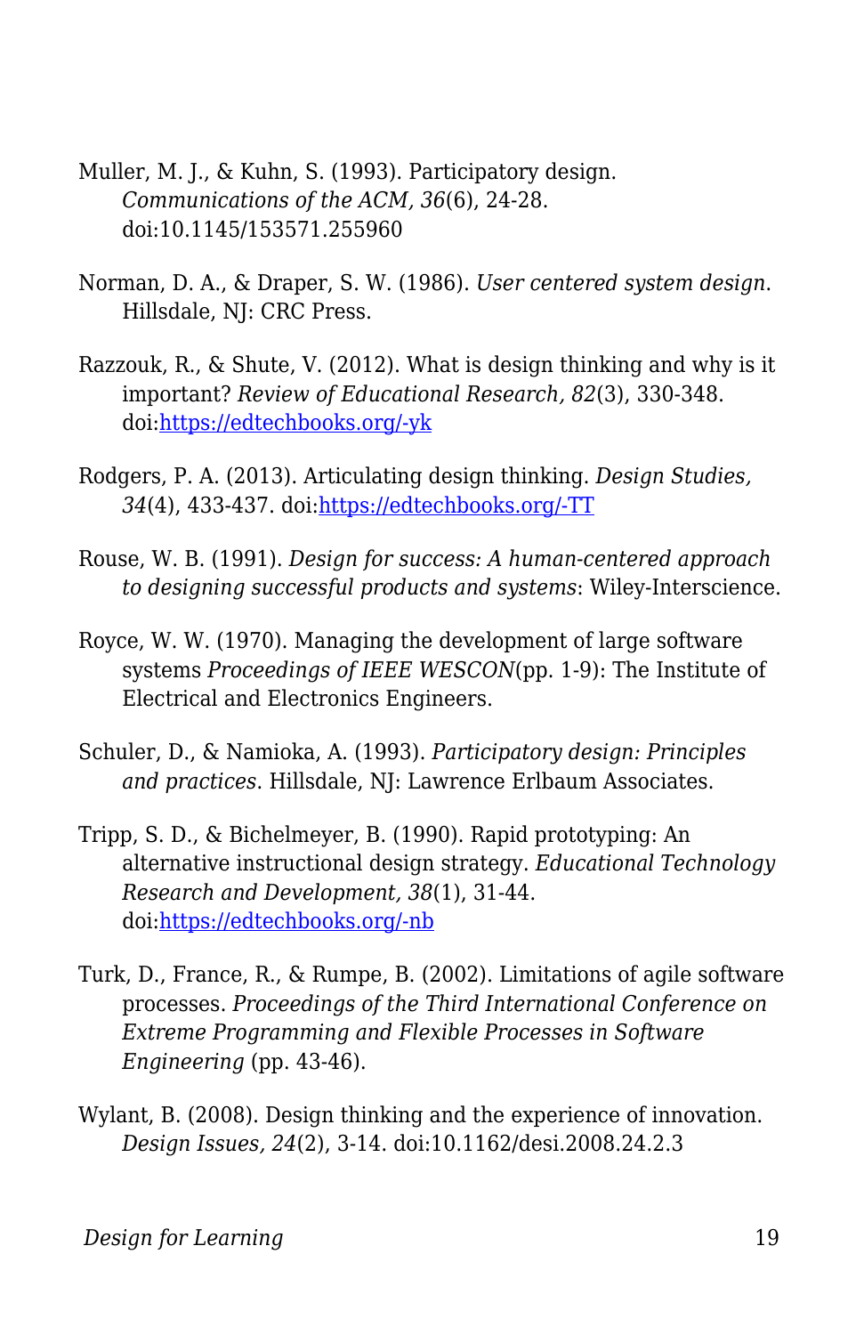Muller, M. J., & Kuhn, S. (1993). Participatory design. *Communications of the ACM, 36*(6), 24-28. doi:10.1145/153571.255960

Norman, D. A., & Draper, S. W. (1986). *User centered system design*. Hillsdale, NJ: CRC Press.

Razzouk, R., & Shute, V. (2012). What is design thinking and why is it important? *Review of Educational Research, 82*(3), 330-348. doi:[https://edtechbooks.org/-yk](https://edtechbooks.org/-yk)

Rodgers, P. A. (2013). Articulating design thinking. *Design Studies, 34*(4), 433-437. doi:[https://edtechbooks.org/-TT](https://edtechbooks.org/-TT)

Rouse, W. B. (1991). *Design for success: A human-centered approach to designing successful products and systems*: Wiley-Interscience.

Royce, W. W. (1970). Managing the development of large software systems *Proceedings of IEEE WESCON*(pp. 1-9): The Institute of Electrical and Electronics Engineers.

Schuler, D., & Namioka, A. (1993). *Participatory design: Principles and practices*. Hillsdale, NJ: Lawrence Erlbaum Associates.

Tripp, S. D., & Bichelmeyer, B. (1990). Rapid prototyping: An alternative instructional design strategy. *Educational Technology Research and Development, 38*(1), 31-44. doi:[https://edtechbooks.org/-nb](https://edtechbooks.org/-nb)

Turk, D., France, R., & Rumpe, B. (2002). Limitations of agile software processes. *Proceedings of the Third International Conference on Extreme Programming and Flexible Processes in Software Engineering* (pp. 43-46).

Wylant, B. (2008). Design thinking and the experience of innovation. *Design Issues, 24*(2), 3-14. doi:10.1162/desi.2008.24.2.3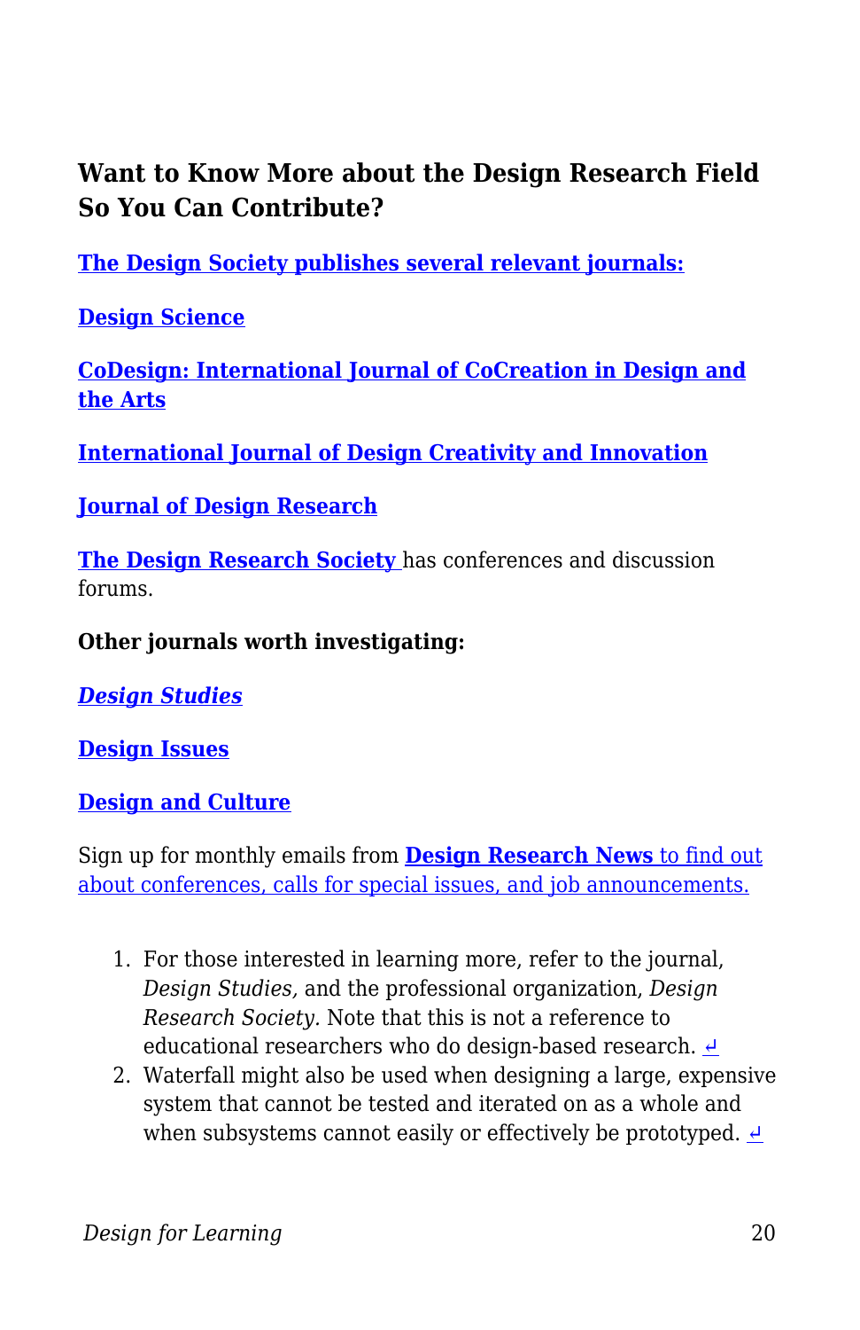### Want to Know More about the Design Research Field So You Can Contribute?

**The Design Society publishes several relevant journals:**

**Design Science**

**CoDesign: International Journal of CoCreation in Design and the Arts**

**International Journal of Design Creativity and Innovation**

**Journal of Design Research**

**The Design Research Society** has conferences and discussion forums.

**Other journals worth investigating:**

***Design Studies***

**Design Issues**

**Design and Culture**

Sign up for monthly emails from **Design Research News** to find out about conferences, calls for special issues, and job announcements.

1. For those interested in learning more, refer to the journal, *Design Studies,* and the professional organization, *Design Research Society.* Note that this is not a reference to educational researchers who do design-based research. ↵
2. Waterfall might also be used when designing a large, expensive system that cannot be tested and iterated on as a whole and when subsystems cannot easily or effectively be prototyped. ↵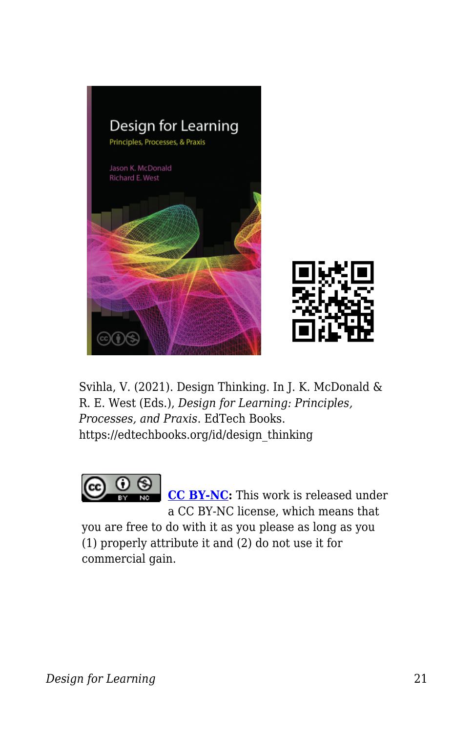Svihla, V. (2021). Design Thinking. In J. K. McDonald & R. E. West (Eds.), *Design for Learning: Principles, Processes, and Praxis*. EdTech Books. https://edtechbooks.org/id/design_thinking

**[CC BY-NC](https://creativecommons.org/licenses/by-nc/4.0):** This work is released under a CC BY-NC license, which means that you are free to do with it as you please as long as you (1) properly attribute it and (2) do not use it for commercial gain.